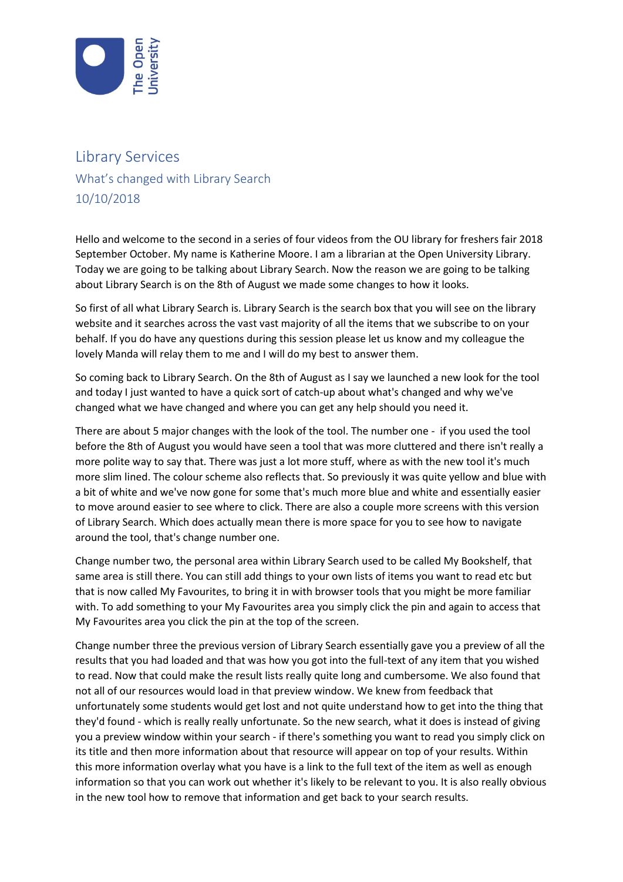# Library Services

## What's changed with Library Search

## 10/10/2018

Hello and welcome to the second in a series of four videos from the OU library for freshers fair 2018 September October. My name is Katherine Moore. I am a librarian at the Open University Library. Today we are going to be talking about Library Search. Now the reason we are going to be talking about Library Search is on the 8th of August we made some changes to how it looks.

So first of all what Library Search is. Library Search is the search box that you will see on the library website and it searches across the vast vast majority of all the items that we subscribe to on your behalf. If you do have any questions during this session please let us know and my colleague the lovely Manda will relay them to me and I will do my best to answer them.

So coming back to Library Search. On the 8th of August as I say we launched a new look for the tool and today I just wanted to have a quick sort of catch-up about what's changed and why we've changed what we have changed and where you can get any help should you need it.

There are about 5 major changes with the look of the tool. The number one - if you used the tool before the 8th of August you would have seen a tool that was more cluttered and there isn't really a more polite way to say that. There was just a lot more stuff, where as with the new tool it's much more slim lined. The colour scheme also reflects that. So previously it was quite yellow and blue with a bit of white and we've now gone for some that's much more blue and white and essentially easier to move around easier to see where to click. There are also a couple more screens with this version of Library Search. Which does actually mean there is more space for you to see how to navigate around the tool, that's change number one.

Change number two, the personal area within Library Search used to be called My Bookshelf, that same area is still there. You can still add things to your own lists of items you want to read etc but that is now called My Favourites, to bring it in with browser tools that you might be more familiar with. To add something to your My Favourites area you simply click the pin and again to access that My Favourites area you click the pin at the top of the screen.

Change number three the previous version of Library Search essentially gave you a preview of all the results that you had loaded and that was how you got into the full-text of any item that you wished to read. Now that could make the result lists really quite long and cumbersome. We also found that not all of our resources would load in that preview window. We knew from feedback that unfortunately some students would get lost and not quite understand how to get into the thing that they'd found - which is really really unfortunate. So the new search, what it does is instead of giving you a preview window within your search - if there's something you want to read you simply click on its title and then more information about that resource will appear on top of your results. Within this more information overlay what you have is a link to the full text of the item as well as enough information so that you can work out whether it's likely to be relevant to you. It is also really obvious in the new tool how to remove that information and get back to your search results.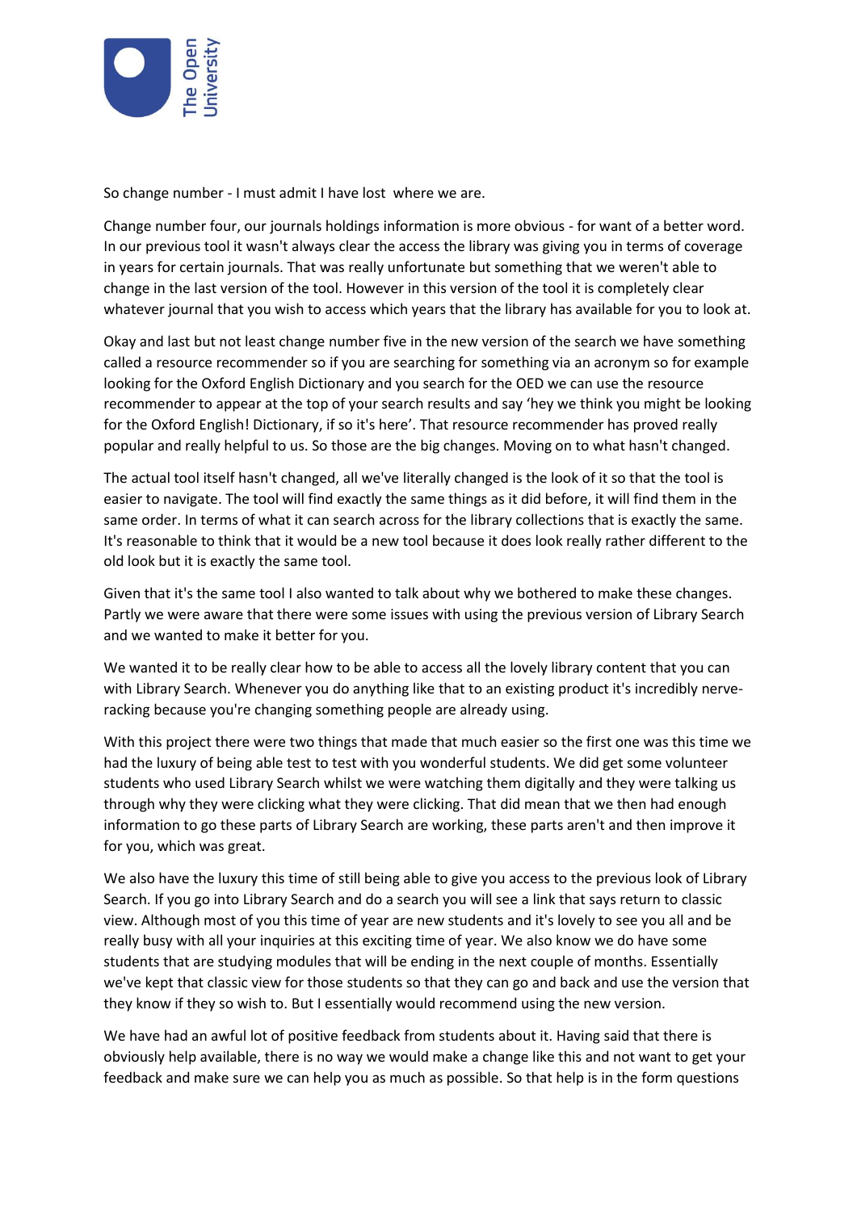So change number - I must admit I have lost where we are.

Change number four, our journals holdings information is more obvious - for want of a better word. In our previous tool it wasn't always clear the access the library was giving you in terms of coverage in years for certain journals. That was really unfortunate but something that we weren't able to change in the last version of the tool. However in this version of the tool it is completely clear whatever journal that you wish to access which years that the library has available for you to look at.

Okay and last but not least change number five in the new version of the search we have something called a resource recommender so if you are searching for something via an acronym so for example looking for the Oxford English Dictionary and you search for the OED we can use the resource recommender to appear at the top of your search results and say 'hey we think you might be looking for the Oxford English! Dictionary, if so it's here'. That resource recommender has proved really popular and really helpful to us. So those are the big changes. Moving on to what hasn't changed.

The actual tool itself hasn't changed, all we've literally changed is the look of it so that the tool is easier to navigate. The tool will find exactly the same things as it did before, it will find them in the same order. In terms of what it can search across for the library collections that is exactly the same. It's reasonable to think that it would be a new tool because it does look really rather different to the old look but it is exactly the same tool.

Given that it's the same tool I also wanted to talk about why we bothered to make these changes. Partly we were aware that there were some issues with using the previous version of Library Search and we wanted to make it better for you.

We wanted it to be really clear how to be able to access all the lovely library content that you can with Library Search. Whenever you do anything like that to an existing product it's incredibly nerve-racking because you're changing something people are already using.

With this project there were two things that made that much easier so the first one was this time we had the luxury of being able test to test with you wonderful students. We did get some volunteer students who used Library Search whilst we were watching them digitally and they were talking us through why they were clicking what they were clicking. That did mean that we then had enough information to go these parts of Library Search are working, these parts aren't and then improve it for you, which was great.

We also have the luxury this time of still being able to give you access to the previous look of Library Search. If you go into Library Search and do a search you will see a link that says return to classic view. Although most of you this time of year are new students and it's lovely to see you all and be really busy with all your inquiries at this exciting time of year. We also know we do have some students that are studying modules that will be ending in the next couple of months. Essentially we've kept that classic view for those students so that they can go and back and use the version that they know if they so wish to. But I essentially would recommend using the new version.

We have had an awful lot of positive feedback from students about it. Having said that there is obviously help available, there is no way we would make a change like this and not want to get your feedback and make sure we can help you as much as possible. So that help is in the form questions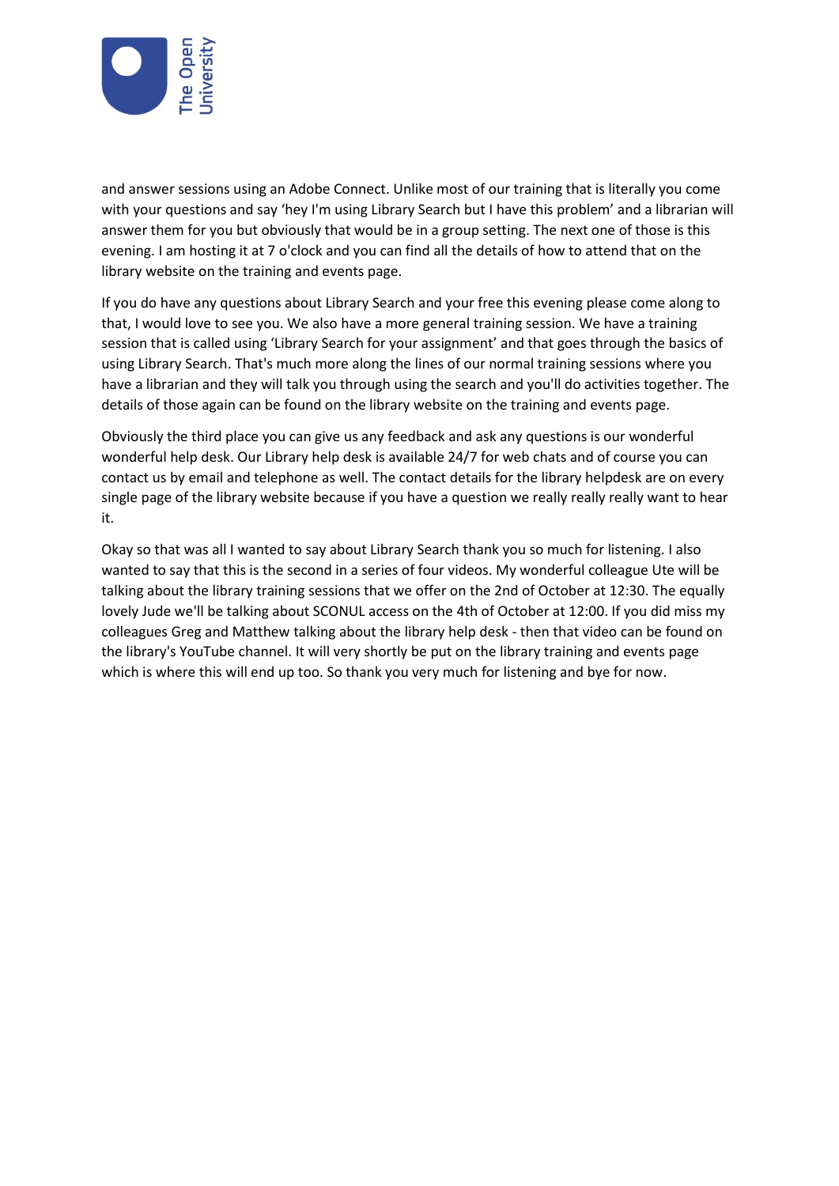and answer sessions using an Adobe Connect. Unlike most of our training that is literally you come with your questions and say 'hey I'm using Library Search but I have this problem' and a librarian will answer them for you but obviously that would be in a group setting. The next one of those is this evening. I am hosting it at 7 o'clock and you can find all the details of how to attend that on the library website on the training and events page.

If you do have any questions about Library Search and your free this evening please come along to that, I would love to see you. We also have a more general training session. We have a training session that is called using 'Library Search for your assignment' and that goes through the basics of using Library Search. That's much more along the lines of our normal training sessions where you have a librarian and they will talk you through using the search and you'll do activities together. The details of those again can be found on the library website on the training and events page.

Obviously the third place you can give us any feedback and ask any questions is our wonderful wonderful help desk. Our Library help desk is available 24/7 for web chats and of course you can contact us by email and telephone as well. The contact details for the library helpdesk are on every single page of the library website because if you have a question we really really really want to hear it.

Okay so that was all I wanted to say about Library Search thank you so much for listening. I also wanted to say that this is the second in a series of four videos. My wonderful colleague Ute will be talking about the library training sessions that we offer on the 2nd of October at 12:30. The equally lovely Jude we'll be talking about SCONUL access on the 4th of October at 12:00. If you did miss my colleagues Greg and Matthew talking about the library help desk - then that video can be found on the library's YouTube channel. It will very shortly be put on the library training and events page which is where this will end up too. So thank you very much for listening and bye for now.